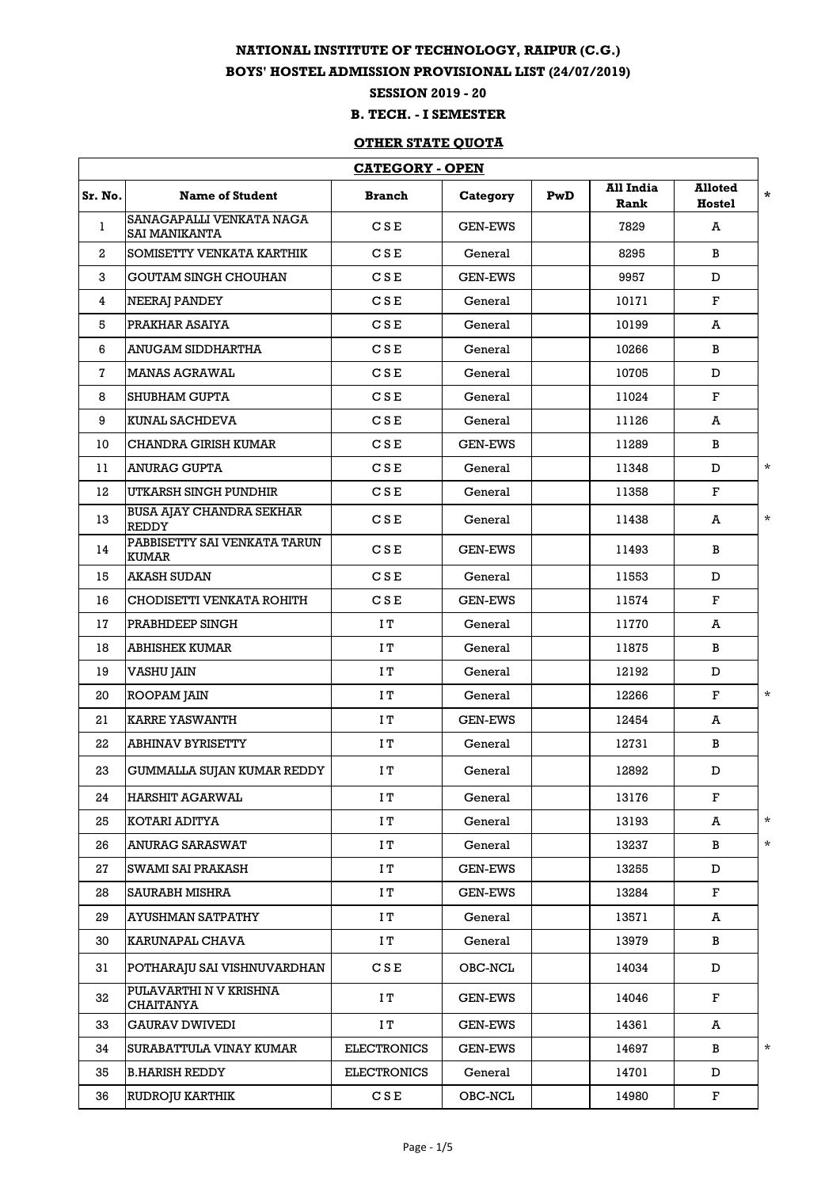# NATIONAL INSTITUTE OF TECHNOLOGY, RAIPUR (C.G.)

## BOYS' HOSTEL ADMISSION PROVISIONAL LIST (24/07/2019)

### SESSION 2019 - 20

### B. TECH. - I SEMESTER

### OTHER STATE QUOTA

| CATEGORY - OPEN | | | | | | | |
|---|---|---|---|---|---|---|---|
| Sr. No. | Name of Student | Branch | Category | PwD | All India Rank | Alloted Hostel | * |
| 1 | SANAGAPALLI VENKATA NAGA SAI MANIKANTA | C S E | GEN-EWS | | 7829 | A | |
| 2 | SOMISETTY VENKATA KARTHIK | C S E | General | | 8295 | B | |
| 3 | GOUTAM SINGH CHOUHAN | C S E | GEN-EWS | | 9957 | D | |
| 4 | NEERAJ PANDEY | C S E | General | | 10171 | F | |
| 5 | PRAKHAR ASAIYA | C S E | General | | 10199 | A | |
| 6 | ANUGAM SIDDHARTHA | C S E | General | | 10266 | B | |
| 7 | MANAS AGRAWAL | C S E | General | | 10705 | D | |
| 8 | SHUBHAM GUPTA | C S E | General | | 11024 | F | |
| 9 | KUNAL SACHDEVA | C S E | General | | 11126 | A | |
| 10 | CHANDRA GIRISH KUMAR | C S E | GEN-EWS | | 11289 | B | |
| 11 | ANURAG GUPTA | C S E | General | | 11348 | D | * |
| 12 | UTKARSH SINGH PUNDHIR | C S E | General | | 11358 | F | |
| 13 | BUSA AJAY CHANDRA SEKHAR REDDY | C S E | General | | 11438 | A | * |
| 14 | PABBISETTY SAI VENKATA TARUN KUMAR | C S E | GEN-EWS | | 11493 | B | |
| 15 | AKASH SUDAN | C S E | General | | 11553 | D | |
| 16 | CHODISETTI VENKATA ROHITH | C S E | GEN-EWS | | 11574 | F | |
| 17 | PRABHDEEP SINGH | I T | General | | 11770 | A | |
| 18 | ABHISHEK KUMAR | I T | General | | 11875 | B | |
| 19 | VASHU JAIN | I T | General | | 12192 | D | |
| 20 | ROOPAM JAIN | I T | General | | 12266 | F | * |
| 21 | KARRE YASWANTH | I T | GEN-EWS | | 12454 | A | |
| 22 | ABHINAV BYRISETTY | I T | General | | 12731 | B | |
| 23 | GUMMALLA SUJAN KUMAR REDDY | I T | General | | 12892 | D | |
| 24 | HARSHIT AGARWAL | I T | General | | 13176 | F | |
| 25 | KOTARI ADITYA | I T | General | | 13193 | A | * |
| 26 | ANURAG SARASWAT | I T | General | | 13237 | B | * |
| 27 | SWAMI SAI PRAKASH | I T | GEN-EWS | | 13255 | D | |
| 28 | SAURABH MISHRA | I T | GEN-EWS | | 13284 | F | |
| 29 | AYUSHMAN SATPATHY | I T | General | | 13571 | A | |
| 30 | KARUNAPAL CHAVA | I T | General | | 13979 | B | |
| 31 | POTHARAJU SAI VISHNUVARDHAN | C S E | OBC-NCL | | 14034 | D | |
| 32 | PULAVARTHI N V KRISHNA CHAITANYA | I T | GEN-EWS | | 14046 | F | |
| 33 | GAURAV DWIVEDI | I T | GEN-EWS | | 14361 | A | |
| 34 | SURABATTULA VINAY KUMAR | ELECTRONICS | GEN-EWS | | 14697 | B | * |
| 35 | B.HARISH REDDY | ELECTRONICS | General | | 14701 | D | |
| 36 | RUDROJU KARTHIK | C S E | OBC-NCL | | 14980 | F | |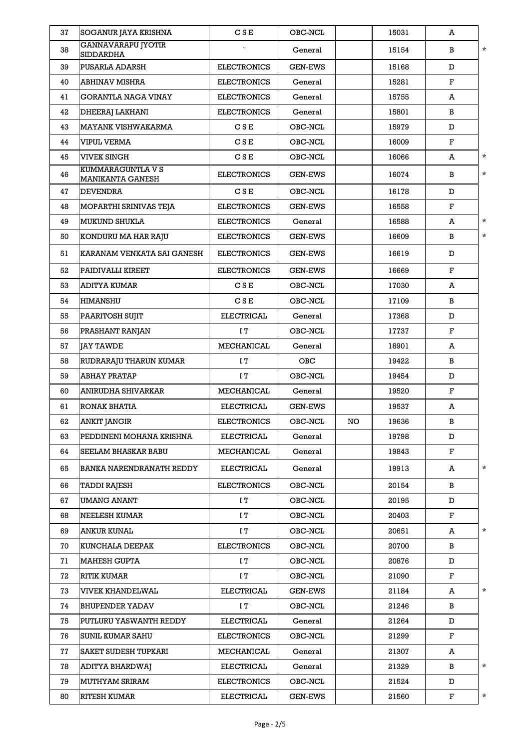| | | | | | | | |
|---|---|---|---|---|---|---|---|
| 37 | SOGANUR JAYA KRISHNA | C S E | OBC-NCL | | 15031 | A | |
| 38 | GANNAVARAPU JYOTIR SIDDARDHA | ` | General | | 15154 | B | * |
| 39 | PUSARLA ADARSH | ELECTRONICS | GEN-EWS | | 15168 | D | |
| 40 | ABHINAV MISHRA | ELECTRONICS | General | | 15281 | F | |
| 41 | GORANTLA NAGA VINAY | ELECTRONICS | General | | 15755 | A | |
| 42 | DHEERAJ LAKHANI | ELECTRONICS | General | | 15801 | B | |
| 43 | MAYANK VISHWAKARMA | C S E | OBC-NCL | | 15979 | D | |
| 44 | VIPUL VERMA | C S E | OBC-NCL | | 16009 | F | |
| 45 | VIVEK SINGH | C S E | OBC-NCL | | 16066 | A | * |
| 46 | KUMMARAGUNTLA V S MANIKANTA GANESH | ELECTRONICS | GEN-EWS | | 16074 | B | * |
| 47 | DEVENDRA | C S E | OBC-NCL | | 16178 | D | |
| 48 | MOPARTHI SRINIVAS TEJA | ELECTRONICS | GEN-EWS | | 16558 | F | |
| 49 | MUKUND SHUKLA | ELECTRONICS | General | | 16588 | A | * |
| 50 | KONDURU MA HAR RAJU | ELECTRONICS | GEN-EWS | | 16609 | B | * |
| 51 | KARANAM VENKATA SAI GANESH | ELECTRONICS | GEN-EWS | | 16619 | D | |
| 52 | PAIDIVALLI KIREET | ELECTRONICS | GEN-EWS | | 16669 | F | |
| 53 | ADITYA KUMAR | C S E | OBC-NCL | | 17030 | A | |
| 54 | HIMANSHU | C S E | OBC-NCL | | 17109 | B | |
| 55 | PAARITOSH SUJIT | ELECTRICAL | General | | 17368 | D | |
| 56 | PRASHANT RANJAN | I T | OBC-NCL | | 17737 | F | |
| 57 | JAY TAWDE | MECHANICAL | General | | 18901 | A | |
| 58 | RUDRARAJU THARUN KUMAR | I T | OBC | | 19422 | B | |
| 59 | ABHAY PRATAP | I T | OBC-NCL | | 19454 | D | |
| 60 | ANIRUDHA SHIVARKAR | MECHANICAL | General | | 19520 | F | |
| 61 | RONAK BHATIA | ELECTRICAL | GEN-EWS | | 19537 | A | |
| 62 | ANKIT JANGIR | ELECTRONICS | OBC-NCL | NO | 19636 | B | |
| 63 | PEDDINENI MOHANA KRISHNA | ELECTRICAL | General | | 19798 | D | |
| 64 | SEELAM BHASKAR BABU | MECHANICAL | General | | 19843 | F | |
| 65 | BANKA NARENDRANATH REDDY | ELECTRICAL | General | | 19913 | A | * |
| 66 | TADDI RAJESH | ELECTRONICS | OBC-NCL | | 20154 | B | |
| 67 | UMANG ANANT | I T | OBC-NCL | | 20195 | D | |
| 68 | NEELESH KUMAR | I T | OBC-NCL | | 20403 | F | |
| 69 | ANKUR KUNAL | I T | OBC-NCL | | 20651 | A | * |
| 70 | KUNCHALA DEEPAK | ELECTRONICS | OBC-NCL | | 20700 | B | |
| 71 | MAHESH GUPTA | I T | OBC-NCL | | 20876 | D | |
| 72 | RITIK KUMAR | I T | OBC-NCL | | 21090 | F | |
| 73 | VIVEK KHANDELWAL | ELECTRICAL | GEN-EWS | | 21184 | A | * |
| 74 | BHUPENDER YADAV | I T | OBC-NCL | | 21246 | B | |
| 75 | PUTLURU YASWANTH REDDY | ELECTRICAL | General | | 21264 | D | |
| 76 | SUNIL KUMAR SAHU | ELECTRONICS | OBC-NCL | | 21299 | F | |
| 77 | SAKET SUDESH TUPKARI | MECHANICAL | General | | 21307 | A | |
| 78 | ADITYA BHARDWAJ | ELECTRICAL | General | | 21329 | B | * |
| 79 | MUTHYAM SRIRAM | ELECTRONICS | OBC-NCL | | 21524 | D | |
| 80 | RITESH KUMAR | ELECTRICAL | GEN-EWS | | 21560 | F | * |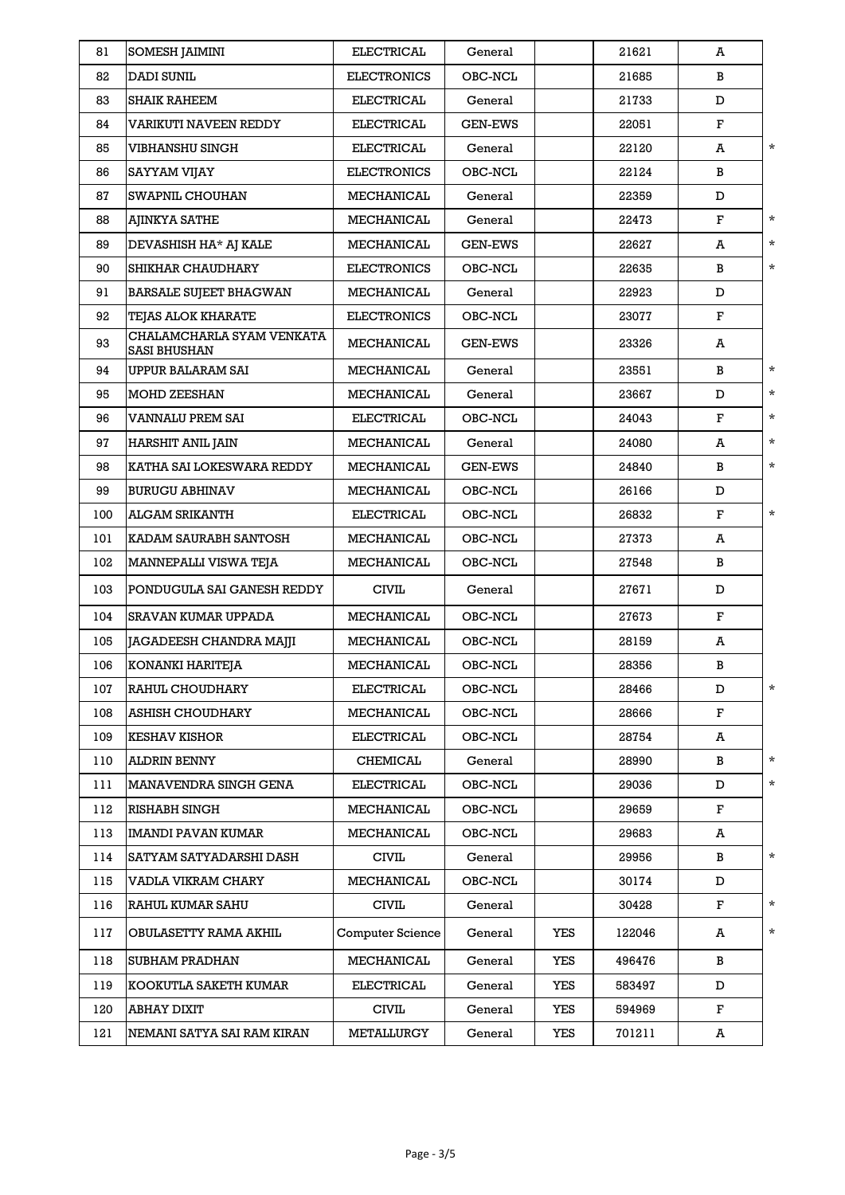| | | | | | | | |
|---|---|---|---|---|---|---|---|
| 81 | SOMESH JAIMINI | ELECTRICAL | General | | 21621 | A | |
| 82 | DADI SUNIL | ELECTRONICS | OBC-NCL | | 21685 | B | |
| 83 | SHAIK RAHEEM | ELECTRICAL | General | | 21733 | D | |
| 84 | VARIKUTI NAVEEN REDDY | ELECTRICAL | GEN-EWS | | 22051 | F | |
| 85 | VIBHANSHU SINGH | ELECTRICAL | General | | 22120 | A | * |
| 86 | SAYYAM VIJAY | ELECTRONICS | OBC-NCL | | 22124 | B | |
| 87 | SWAPNIL CHOUHAN | MECHANICAL | General | | 22359 | D | |
| 88 | AJINKYA SATHE | MECHANICAL | General | | 22473 | F | * |
| 89 | DEVASHISH HA* AJ KALE | MECHANICAL | GEN-EWS | | 22627 | A | * |
| 90 | SHIKHAR CHAUDHARY | ELECTRONICS | OBC-NCL | | 22635 | B | * |
| 91 | BARSALE SUJEET BHAGWAN | MECHANICAL | General | | 22923 | D | |
| 92 | TEJAS ALOK KHARATE | ELECTRONICS | OBC-NCL | | 23077 | F | |
| 93 | CHALAMCHARLA SYAM VENKATA SASI BHUSHAN | MECHANICAL | GEN-EWS | | 23326 | A | |
| 94 | UPPUR BALARAM SAI | MECHANICAL | General | | 23551 | B | * |
| 95 | MOHD ZEESHAN | MECHANICAL | General | | 23667 | D | * |
| 96 | VANNALU PREM SAI | ELECTRICAL | OBC-NCL | | 24043 | F | * |
| 97 | HARSHIT ANIL JAIN | MECHANICAL | General | | 24080 | A | * |
| 98 | KATHA SAI LOKESWARA REDDY | MECHANICAL | GEN-EWS | | 24840 | B | * |
| 99 | BURUGU ABHINAV | MECHANICAL | OBC-NCL | | 26166 | D | |
| 100 | ALGAM SRIKANTH | ELECTRICAL | OBC-NCL | | 26832 | F | * |
| 101 | KADAM SAURABH SANTOSH | MECHANICAL | OBC-NCL | | 27373 | A | |
| 102 | MANNEPALLI VISWA TEJA | MECHANICAL | OBC-NCL | | 27548 | B | |
| 103 | PONDUGULA SAI GANESH REDDY | CIVIL | General | | 27671 | D | |
| 104 | SRAVAN KUMAR UPPADA | MECHANICAL | OBC-NCL | | 27673 | F | |
| 105 | JAGADEESH CHANDRA MAJJI | MECHANICAL | OBC-NCL | | 28159 | A | |
| 106 | KONANKI HARITEJA | MECHANICAL | OBC-NCL | | 28356 | B | |
| 107 | RAHUL CHOUDHARY | ELECTRICAL | OBC-NCL | | 28466 | D | * |
| 108 | ASHISH CHOUDHARY | MECHANICAL | OBC-NCL | | 28666 | F | |
| 109 | KESHAV KISHOR | ELECTRICAL | OBC-NCL | | 28754 | A | |
| 110 | ALDRIN BENNY | CHEMICAL | General | | 28990 | B | * |
| 111 | MANAVENDRA SINGH GENA | ELECTRICAL | OBC-NCL | | 29036 | D | * |
| 112 | RISHABH SINGH | MECHANICAL | OBC-NCL | | 29659 | F | |
| 113 | IMANDI PAVAN KUMAR | MECHANICAL | OBC-NCL | | 29683 | A | |
| 114 | SATYAM SATYADARSHI DASH | CIVIL | General | | 29956 | B | * |
| 115 | VADLA VIKRAM CHARY | MECHANICAL | OBC-NCL | | 30174 | D | |
| 116 | RAHUL KUMAR SAHU | CIVIL | General | | 30428 | F | * |
| 117 | OBULASETTY RAMA AKHIL | Computer Science | General | YES | 122046 | A | * |
| 118 | SUBHAM PRADHAN | MECHANICAL | General | YES | 496476 | B | |
| 119 | KOOKUTLA SAKETH KUMAR | ELECTRICAL | General | YES | 583497 | D | |
| 120 | ABHAY DIXIT | CIVIL | General | YES | 594969 | F | |
| 121 | NEMANI SATYA SAI RAM KIRAN | METALLURGY | General | YES | 701211 | A | |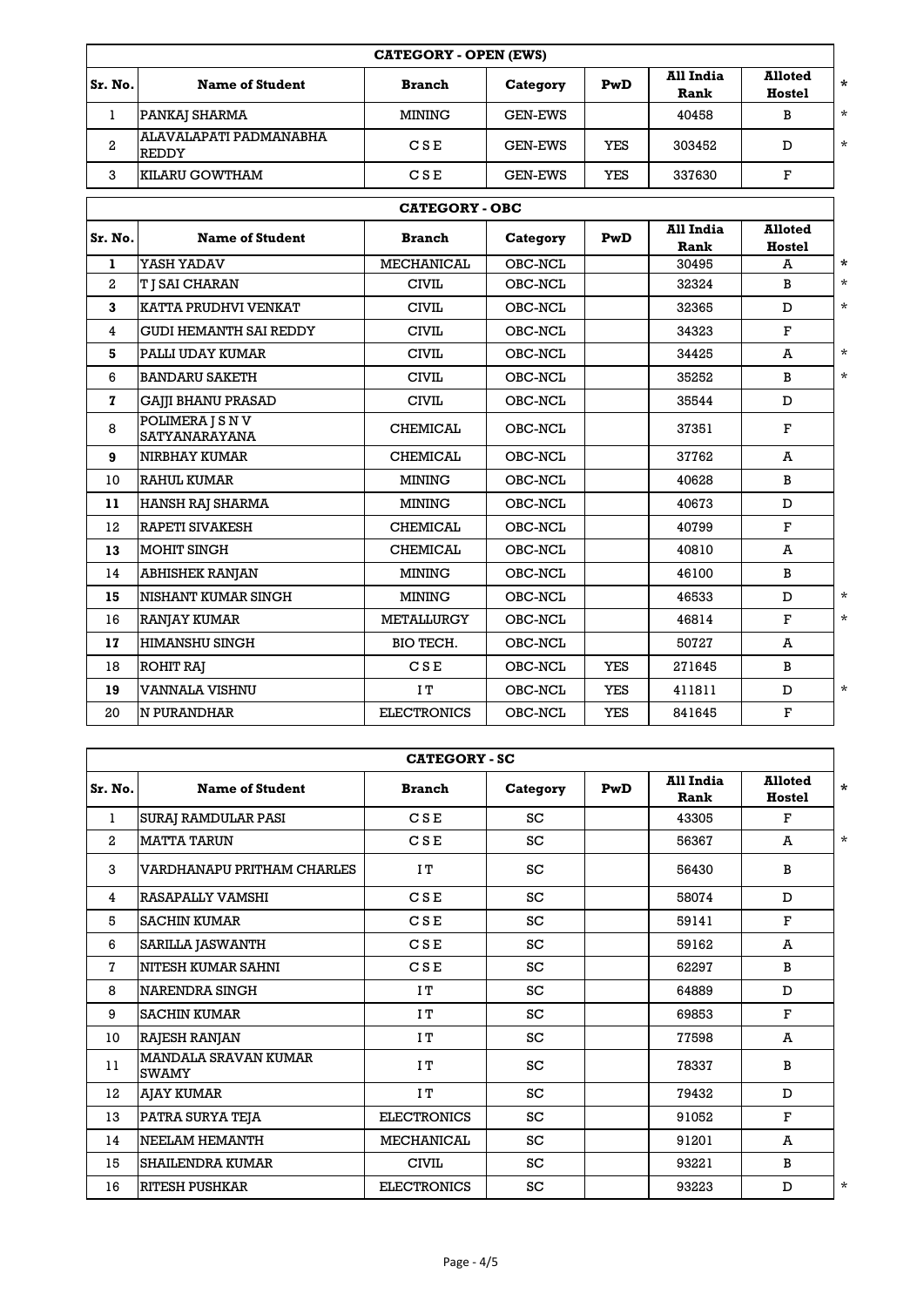| CATEGORY - OPEN (EWS) | | | | | | | |
|---|---|---|---|---|---|---|---|
| Sr. No. | Name of Student | Branch | Category | PwD | All India Rank | Alloted Hostel | * |
| 1 | PANKAJ SHARMA | MINING | GEN-EWS | | 40458 | B | * |
| 2 | ALAVALAPATI PADMANABHA REDDY | C S E | GEN-EWS | YES | 303452 | D | * |
| 3 | KILARU GOWTHAM | C S E | GEN-EWS | YES | 337630 | F | |

| CATEGORY - OBC | | | | | | | |
|---|---|---|---|---|---|---|---|
| Sr. No. | Name of Student | Branch | Category | PwD | All India Rank | Alloted Hostel | |
| 1 | YASH YADAV | MECHANICAL | OBC-NCL | | 30495 | A | * |
| 2 | T J SAI CHARAN | CIVIL | OBC-NCL | | 32324 | B | * |
| 3 | KATTA PRUDHVI VENKAT | CIVIL | OBC-NCL | | 32365 | D | * |
| 4 | GUDI HEMANTH SAI REDDY | CIVIL | OBC-NCL | | 34323 | F | |
| 5 | PALLI UDAY KUMAR | CIVIL | OBC-NCL | | 34425 | A | * |
| 6 | BANDARU SAKETH | CIVIL | OBC-NCL | | 35252 | B | * |
| 7 | GAJJI BHANU PRASAD | CIVIL | OBC-NCL | | 35544 | D | |
| 8 | POLIMERA J S N V SATYANARAYANA | CHEMICAL | OBC-NCL | | 37351 | F | |
| 9 | NIRBHAY KUMAR | CHEMICAL | OBC-NCL | | 37762 | A | |
| 10 | RAHUL KUMAR | MINING | OBC-NCL | | 40628 | B | |
| 11 | HANSH RAJ SHARMA | MINING | OBC-NCL | | 40673 | D | |
| 12 | RAPETI SIVAKESH | CHEMICAL | OBC-NCL | | 40799 | F | |
| 13 | MOHIT SINGH | CHEMICAL | OBC-NCL | | 40810 | A | |
| 14 | ABHISHEK RANJAN | MINING | OBC-NCL | | 46100 | B | |
| 15 | NISHANT KUMAR SINGH | MINING | OBC-NCL | | 46533 | D | * |
| 16 | RANJAY KUMAR | METALLURGY | OBC-NCL | | 46814 | F | * |
| 17 | HIMANSHU SINGH | BIO TECH. | OBC-NCL | | 50727 | A | |
| 18 | ROHIT RAJ | C S E | OBC-NCL | YES | 271645 | B | |
| 19 | VANNALA VISHNU | I T | OBC-NCL | YES | 411811 | D | * |
| 20 | N PURANDHAR | ELECTRONICS | OBC-NCL | YES | 841645 | F | |

| CATEGORY - SC | | | | | | | |
|---|---|---|---|---|---|---|---|
| Sr. No. | Name of Student | Branch | Category | PwD | All India Rank | Alloted Hostel | * |
| 1 | SURAJ RAMDULAR PASI | C S E | SC | | 43305 | F | |
| 2 | MATTA TARUN | C S E | SC | | 56367 | A | * |
| 3 | VARDHANAPU PRITHAM CHARLES | I T | SC | | 56430 | B | |
| 4 | RASAPALLY VAMSHI | C S E | SC | | 58074 | D | |
| 5 | SACHIN KUMAR | C S E | SC | | 59141 | F | |
| 6 | SARILLA JASWANTH | C S E | SC | | 59162 | A | |
| 7 | NITESH KUMAR SAHNI | C S E | SC | | 62297 | B | |
| 8 | NARENDRA SINGH | I T | SC | | 64889 | D | |
| 9 | SACHIN KUMAR | I T | SC | | 69853 | F | |
| 10 | RAJESH RANJAN | I T | SC | | 77598 | A | |
| 11 | MANDALA SRAVAN KUMAR SWAMY | I T | SC | | 78337 | B | |
| 12 | AJAY KUMAR | I T | SC | | 79432 | D | |
| 13 | PATRA SURYA TEJA | ELECTRONICS | SC | | 91052 | F | |
| 14 | NEELAM HEMANTH | MECHANICAL | SC | | 91201 | A | |
| 15 | SHAILENDRA KUMAR | CIVIL | SC | | 93221 | B | |
| 16 | RITESH PUSHKAR | ELECTRONICS | SC | | 93223 | D | * |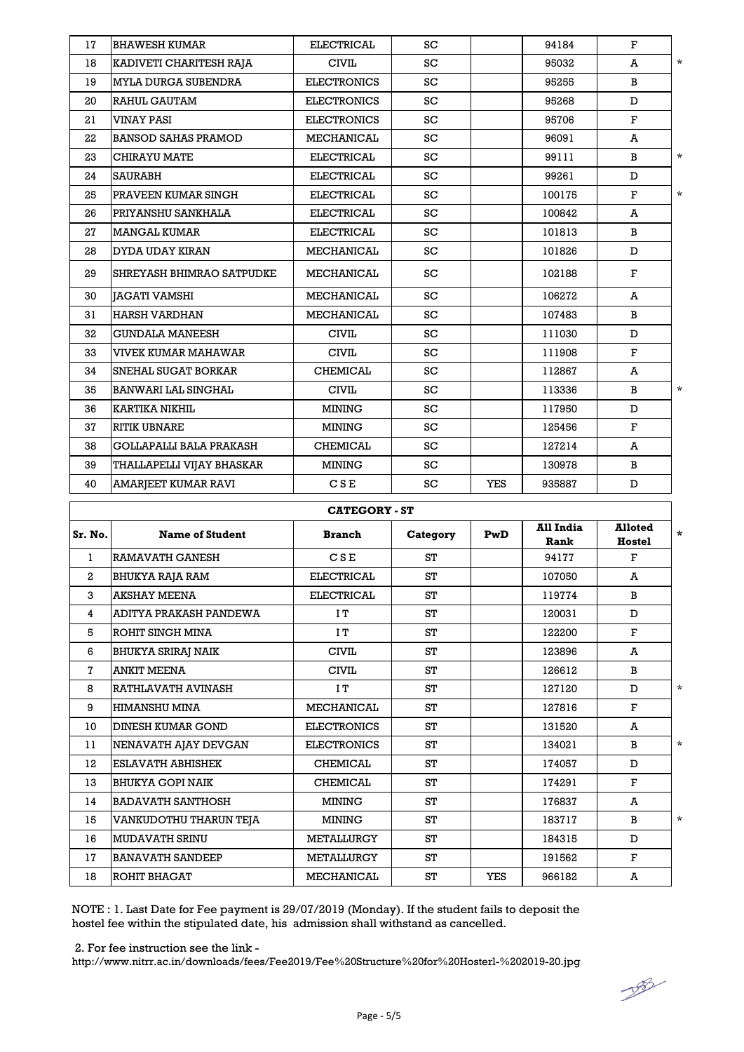| | | | | | | | |
|---|---|---|---|---|---|---|---|
| 17 | BHAWESH KUMAR | ELECTRICAL | SC | | 94184 | F | |
| 18 | KADIVETI CHARITESH RAJA | CIVIL | SC | | 95032 | A | * |
| 19 | MYLA DURGA SUBENDRA | ELECTRONICS | SC | | 95255 | B | |
| 20 | RAHUL GAUTAM | ELECTRONICS | SC | | 95268 | D | |
| 21 | VINAY PASI | ELECTRONICS | SC | | 95706 | F | |
| 22 | BANSOD SAHAS PRAMOD | MECHANICAL | SC | | 96091 | A | |
| 23 | CHIRAYU MATE | ELECTRICAL | SC | | 99111 | B | * |
| 24 | SAURABH | ELECTRICAL | SC | | 99261 | D | |
| 25 | PRAVEEN KUMAR SINGH | ELECTRICAL | SC | | 100175 | F | * |
| 26 | PRIYANSHU SANKHALA | ELECTRICAL | SC | | 100842 | A | |
| 27 | MANGAL KUMAR | ELECTRICAL | SC | | 101813 | B | |
| 28 | DYDA UDAY KIRAN | MECHANICAL | SC | | 101826 | D | |
| 29 | SHREYASH BHIMRAO SATPUDKE | MECHANICAL | SC | | 102188 | F | |
| 30 | JAGATI VAMSHI | MECHANICAL | SC | | 106272 | A | |
| 31 | HARSH VARDHAN | MECHANICAL | SC | | 107483 | B | |
| 32 | GUNDALA MANEESH | CIVIL | SC | | 111030 | D | |
| 33 | VIVEK KUMAR MAHAWAR | CIVIL | SC | | 111908 | F | |
| 34 | SNEHAL SUGAT BORKAR | CHEMICAL | SC | | 112867 | A | |
| 35 | BANWARI LAL SINGHAL | CIVIL | SC | | 113336 | B | * |
| 36 | KARTIKA NIKHIL | MINING | SC | | 117950 | D | |
| 37 | RITIK UBNARE | MINING | SC | | 125456 | F | |
| 38 | GOLLAPALLI BALA PRAKASH | CHEMICAL | SC | | 127214 | A | |
| 39 | THALLAPELLI VIJAY BHASKAR | MINING | SC | | 130978 | B | |
| 40 | AMARJEET KUMAR RAVI | C S E | SC | YES | 935887 | D | |

**CATEGORY - ST**

| Sr. No. | Name of Student | Branch | Category | PwD | All India Rank | Alloted Hostel | * |
|---|---|---|---|---|---|---|---|
| 1 | RAMAVATH GANESH | C S E | ST | | 94177 | F | |
| 2 | BHUKYA RAJA RAM | ELECTRICAL | ST | | 107050 | A | |
| 3 | AKSHAY MEENA | ELECTRICAL | ST | | 119774 | B | |
| 4 | ADITYA PRAKASH PANDEWA | I T | ST | | 120031 | D | |
| 5 | ROHIT SINGH MINA | I T | ST | | 122200 | F | |
| 6 | BHUKYA SRIRAJ NAIK | CIVIL | ST | | 123896 | A | |
| 7 | ANKIT MEENA | CIVIL | ST | | 126612 | B | |
| 8 | RATHLAVATH AVINASH | I T | ST | | 127120 | D | * |
| 9 | HIMANSHU MINA | MECHANICAL | ST | | 127816 | F | |
| 10 | DINESH KUMAR GOND | ELECTRONICS | ST | | 131520 | A | |
| 11 | NENAVATH AJAY DEVGAN | ELECTRONICS | ST | | 134021 | B | * |
| 12 | ESLAVATH ABHISHEK | CHEMICAL | ST | | 174057 | D | |
| 13 | BHUKYA GOPI NAIK | CHEMICAL | ST | | 174291 | F | |
| 14 | BADAVATH SANTHOSH | MINING | ST | | 176837 | A | |
| 15 | VANKUDOTHU THARUN TEJA | MINING | ST | | 183717 | B | * |
| 16 | MUDAVATH SRINU | METALLURGY | ST | | 184315 | D | |
| 17 | BANAVATH SANDEEP | METALLURGY | ST | | 191562 | F | |
| 18 | ROHIT BHAGAT | MECHANICAL | ST | YES | 966182 | A | |

NOTE : 1. Last Date for Fee payment is 29/07/2019 (Monday). If the student fails to deposit the hostel fee within the stipulated date, his admission shall withstand as cancelled.

2. For fee instruction see the link - http://www.nitrr.ac.in/downloads/fees/Fee2019/Fee%20Structure%20for%20Hosterl-%202019-20.jpg